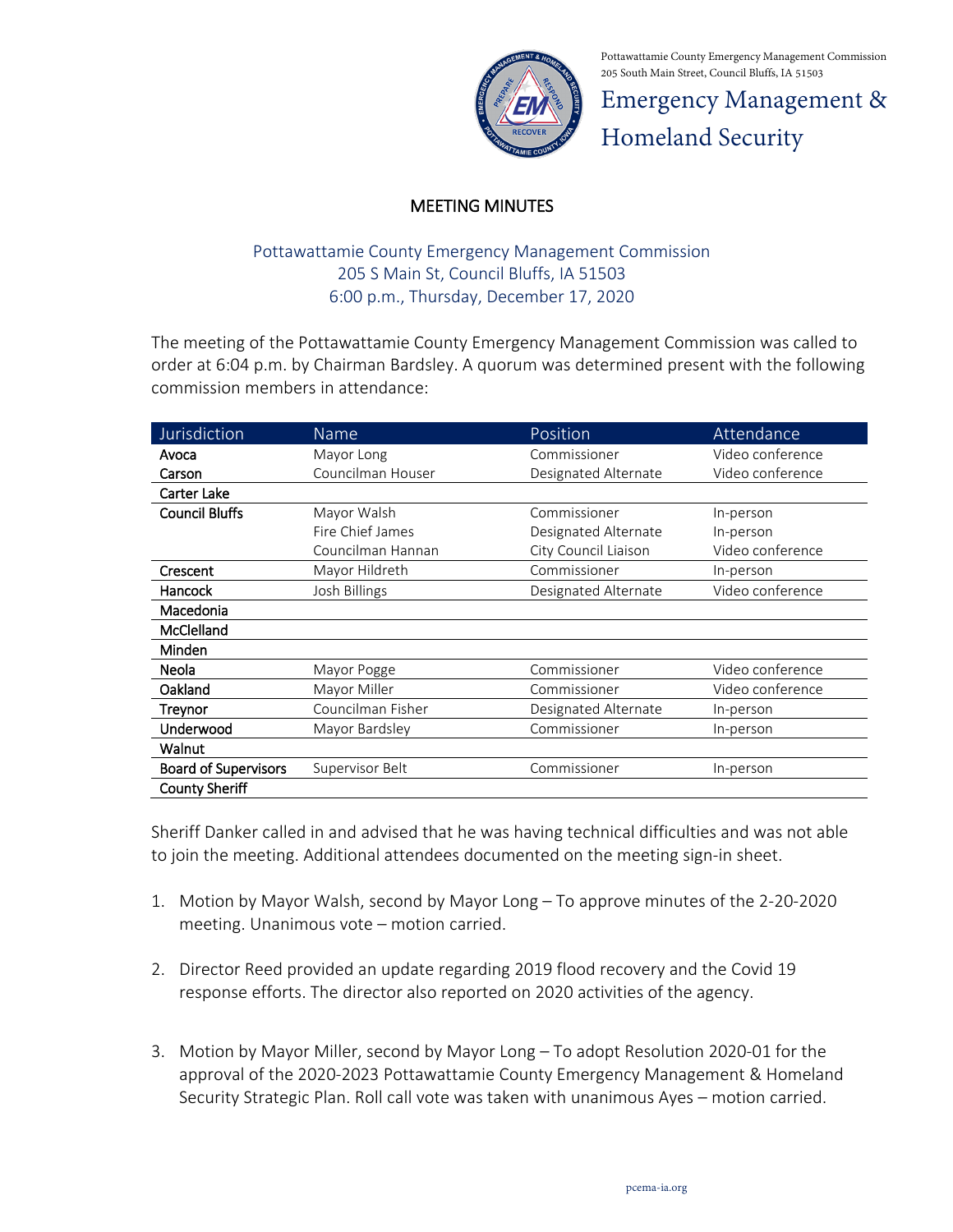Pottawattamie County Emergency Management Commission
205 South Main Street, Council Bluffs, IA 51503

Emergency Management & Homeland Security

# MEETING MINUTES

Pottawattamie County Emergency Management Commission
205 S Main St, Council Bluffs, IA 51503
6:00 p.m., Thursday, December 17, 2020

The meeting of the Pottawattamie County Emergency Management Commission was called to order at 6:04 p.m. by Chairman Bardsley. A quorum was determined present with the following commission members in attendance:

| Jurisdiction | Name | Position | Attendance |
|---|---|---|---|
| **Avoca** | Mayor Long | Commissioner | Video conference |
| **Carson** | Councilman Houser | Designated Alternate | Video conference |
| **Carter Lake** | | | |
| **Council Bluffs** | Mayor Walsh | Commissioner | In-person |
| | Fire Chief James | Designated Alternate | In-person |
| | Councilman Hannan | City Council Liaison | Video conference |
| **Crescent** | Mayor Hildreth | Commissioner | In-person |
| **Hancock** | Josh Billings | Designated Alternate | Video conference |
| **Macedonia** | | | |
| **McClelland** | | | |
| **Minden** | | | |
| **Neola** | Mayor Pogge | Commissioner | Video conference |
| **Oakland** | Mayor Miller | Commissioner | Video conference |
| **Treynor** | Councilman Fisher | Designated Alternate | In-person |
| **Underwood** | Mayor Bardsley | Commissioner | In-person |
| **Walnut** | | | |
| **Board of Supervisors** | Supervisor Belt | Commissioner | In-person |
| **County Sheriff** | | | |

Sheriff Danker called in and advised that he was having technical difficulties and was not able to join the meeting. Additional attendees documented on the meeting sign-in sheet.

1. Motion by Mayor Walsh, second by Mayor Long – To approve minutes of the 2-20-2020 meeting. Unanimous vote – motion carried.

2. Director Reed provided an update regarding 2019 flood recovery and the Covid 19 response efforts. The director also reported on 2020 activities of the agency.

3. Motion by Mayor Miller, second by Mayor Long – To adopt Resolution 2020-01 for the approval of the 2020-2023 Pottawattamie County Emergency Management & Homeland Security Strategic Plan. Roll call vote was taken with unanimous Ayes – motion carried.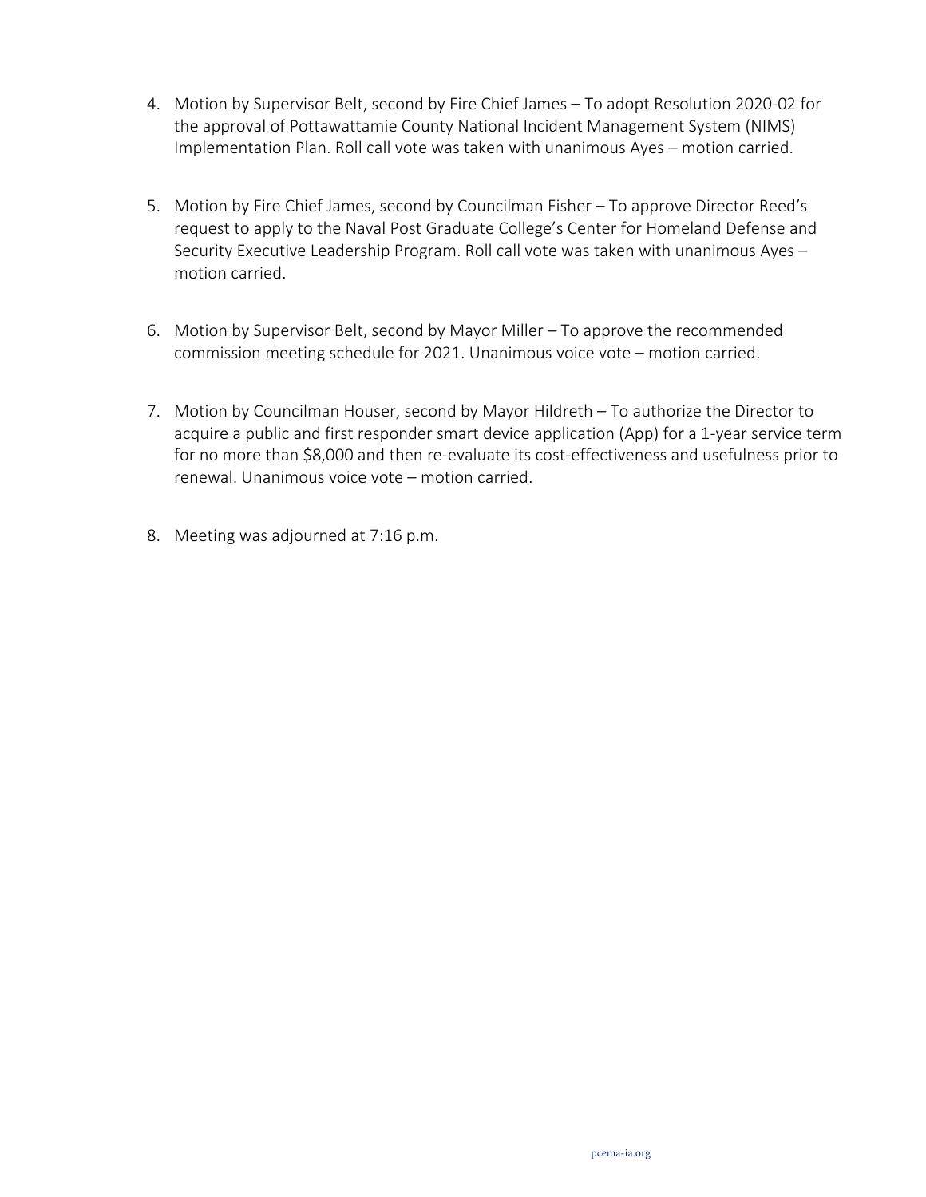4. Motion by Supervisor Belt, second by Fire Chief James – To adopt Resolution 2020-02 for the approval of Pottawattamie County National Incident Management System (NIMS) Implementation Plan. Roll call vote was taken with unanimous Ayes – motion carried.

5. Motion by Fire Chief James, second by Councilman Fisher – To approve Director Reed's request to apply to the Naval Post Graduate College's Center for Homeland Defense and Security Executive Leadership Program. Roll call vote was taken with unanimous Ayes – motion carried.

6. Motion by Supervisor Belt, second by Mayor Miller – To approve the recommended commission meeting schedule for 2021. Unanimous voice vote – motion carried.

7. Motion by Councilman Houser, second by Mayor Hildreth – To authorize the Director to acquire a public and first responder smart device application (App) for a 1-year service term for no more than $8,000 and then re-evaluate its cost-effectiveness and usefulness prior to renewal. Unanimous voice vote – motion carried.

8. Meeting was adjourned at 7:16 p.m.